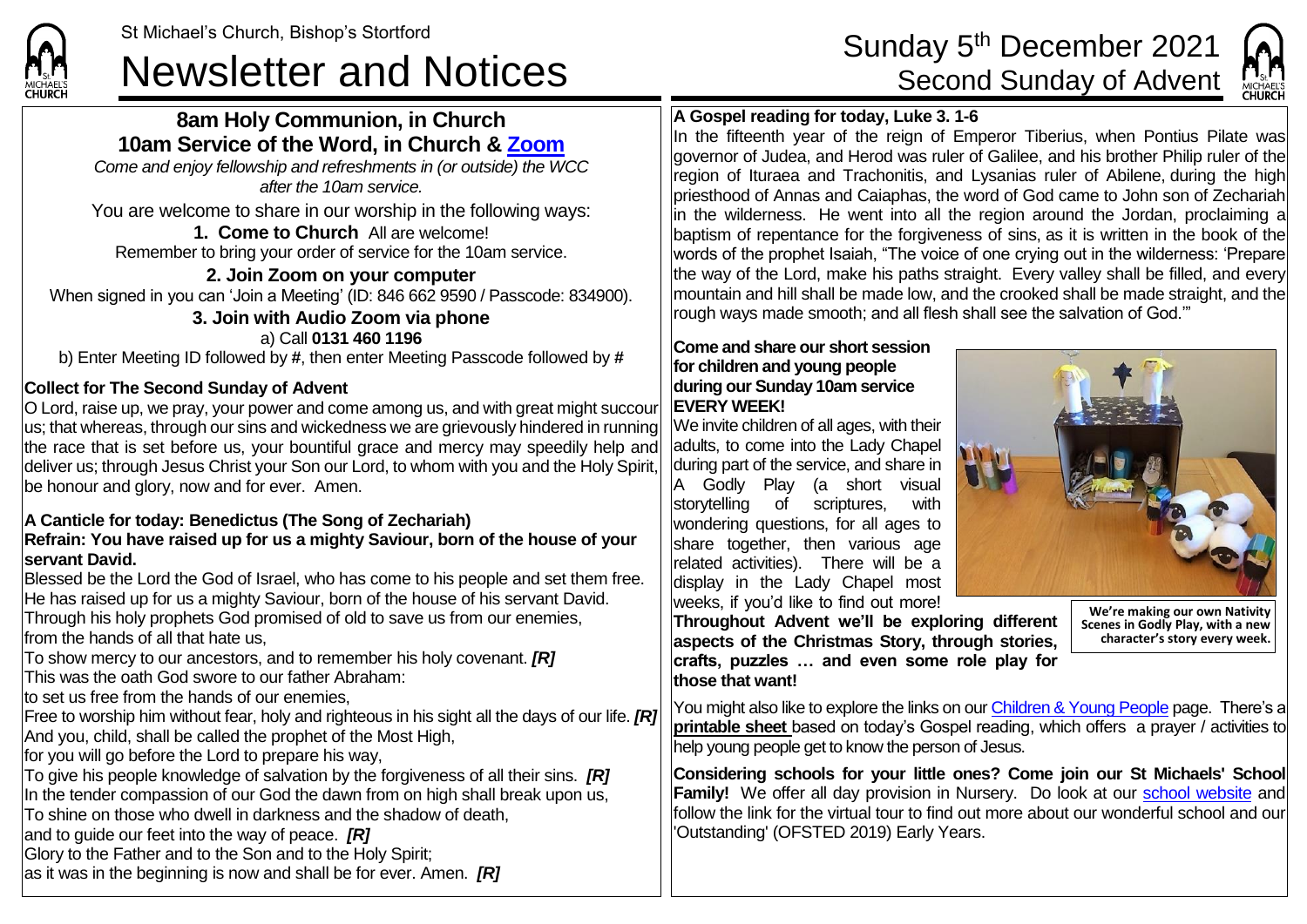St Michael's Church, Bishop's Stortford

# Newsletter and Notices

# Sunday 5th December 2021
## Second Sunday of Advent

## 8am Holy Communion, in Church
## 10am Service of the Word, in Church & Zoom

*Come and enjoy fellowship and refreshments in (or outside) the WCC after the 10am service.*

You are welcome to share in our worship in the following ways:

**1. Come to Church** All are welcome!
Remember to bring your order of service for the 10am service.

**2. Join Zoom on your computer**
When signed in you can 'Join a Meeting' (ID: 846 662 9590 / Passcode: 834900).

**3. Join with Audio Zoom via phone**
a) Call **0131 460 1196**
b) Enter Meeting ID followed by **#**, then enter Meeting Passcode followed by **#**

**Collect for The Second Sunday of Advent**

O Lord, raise up, we pray, your power and come among us, and with great might succour us; that whereas, through our sins and wickedness we are grievously hindered in running the race that is set before us, your bountiful grace and mercy may speedily help and deliver us; through Jesus Christ your Son our Lord, to whom with you and the Holy Spirit, be honour and glory, now and for ever. Amen.

**A Canticle for today: Benedictus (The Song of Zechariah)**
**Refrain: You have raised up for us a mighty Saviour, born of the house of your servant David.**

Blessed be the Lord the God of Israel, who has come to his people and set them free.
He has raised up for us a mighty Saviour, born of the house of his servant David.
Through his holy prophets God promised of old to save us from our enemies,
from the hands of all that hate us,
To show mercy to our ancestors, and to remember his holy covenant. ***[R]***
This was the oath God swore to our father Abraham:
to set us free from the hands of our enemies,
Free to worship him without fear, holy and righteous in his sight all the days of our life. ***[R]***
And you, child, shall be called the prophet of the Most High,
for you will go before the Lord to prepare his way,
To give his people knowledge of salvation by the forgiveness of all their sins. ***[R]***
In the tender compassion of our God the dawn from on high shall break upon us,
To shine on those who dwell in darkness and the shadow of death,
and to guide our feet into the way of peace. ***[R]***
Glory to the Father and to the Son and to the Holy Spirit;
as it was in the beginning is now and shall be for ever. Amen. ***[R]***

**A Gospel reading for today, Luke 3. 1-6**

In the fifteenth year of the reign of Emperor Tiberius, when Pontius Pilate was governor of Judea, and Herod was ruler of Galilee, and his brother Philip ruler of the region of Ituraea and Trachonitis, and Lysanias ruler of Abilene, during the high priesthood of Annas and Caiaphas, the word of God came to John son of Zechariah in the wilderness. He went into all the region around the Jordan, proclaiming a baptism of repentance for the forgiveness of sins, as it is written in the book of the words of the prophet Isaiah, "The voice of one crying out in the wilderness: 'Prepare the way of the Lord, make his paths straight. Every valley shall be filled, and every mountain and hill shall be made low, and the crooked shall be made straight, and the rough ways made smooth; and all flesh shall see the salvation of God.'"

**Come and share our short session for children and young people during our Sunday 10am service EVERY WEEK!**

We invite children of all ages, with their adults, to come into the Lady Chapel during part of the service, and share in A Godly Play (a short visual storytelling of scriptures, with wondering questions, for all ages to share together, then various age related activities). There will be a display in the Lady Chapel most weeks, if you'd like to find out more!

**We're making our own Nativity Scenes in Godly Play, with a new character's story every week.**

**Throughout Advent we'll be exploring different aspects of the Christmas Story, through stories, crafts, puzzles … and even some role play for those that want!**

You might also like to explore the links on our Children & Young People page. There's a **printable sheet** based on today's Gospel reading, which offers a prayer / activities to help young people get to know the person of Jesus.

**Considering schools for your little ones? Come join our St Michaels' School Family!** We offer all day provision in Nursery. Do look at our school website and follow the link for the virtual tour to find out more about our wonderful school and our 'Outstanding' (OFSTED 2019) Early Years.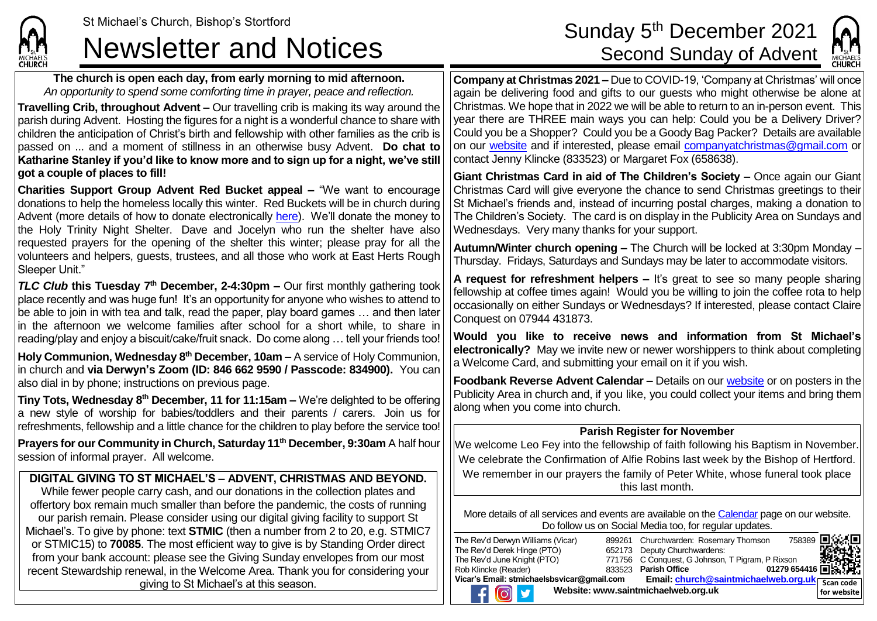St Michael's Church, Bishop's Stortford

# Newsletter and Notices

## Sunday 5th December 2021 Second Sunday of Advent

**The church is open each day, from early morning to mid afternoon.**

*An opportunity to spend some comforting time in prayer, peace and reflection.*

**Travelling Crib, throughout Advent –** Our travelling crib is making its way around the parish during Advent. Hosting the figures for a night is a wonderful chance to share with children the anticipation of Christ's birth and fellowship with other families as the crib is passed on ... and a moment of stillness in an otherwise busy Advent. **Do chat to Katharine Stanley if you'd like to know more and to sign up for a night, we've still got a couple of places to fill!**

**Charities Support Group Advent Red Bucket appeal –** "We want to encourage donations to help the homeless locally this winter. Red Buckets will be in church during Advent (more details of how to donate electronically here). We'll donate the money to the Holy Trinity Night Shelter. Dave and Jocelyn who run the shelter have also requested prayers for the opening of the shelter this winter; please pray for all the volunteers and helpers, guests, trustees, and all those who work at East Herts Rough Sleeper Unit."

***TLC Club* this Tuesday 7th December, 2-4:30pm –** Our first monthly gathering took place recently and was huge fun! It's an opportunity for anyone who wishes to attend to be able to join in with tea and talk, read the paper, play board games … and then later in the afternoon we welcome families after school for a short while, to share in reading/play and enjoy a biscuit/cake/fruit snack. Do come along … tell your friends too!

**Holy Communion, Wednesday 8th December, 10am –** A service of Holy Communion, in church and **via Derwyn's Zoom (ID: 846 662 9590 / Passcode: 834900).** You can also dial in by phone; instructions on previous page.

**Tiny Tots, Wednesday 8th December, 11 for 11:15am –** We're delighted to be offering a new style of worship for babies/toddlers and their parents / carers. Join us for refreshments, fellowship and a little chance for the children to play before the service too!

**Prayers for our Community in Church, Saturday 11th December, 9:30am** A half hour session of informal prayer. All welcome.

**DIGITAL GIVING TO ST MICHAEL'S – ADVENT, CHRISTMAS AND BEYOND.**

While fewer people carry cash, and our donations in the collection plates and offertory box remain much smaller than before the pandemic, the costs of running our parish remain. Please consider using our digital giving facility to support St Michael's. To give by phone: text **STMIC** (then a number from 2 to 20, e.g. STMIC7 or STMIC15) to **70085**. The most efficient way to give is by Standing Order direct from your bank account: please see the Giving Sunday envelopes from our most recent Stewardship renewal, in the Welcome Area. Thank you for considering your giving to St Michael's at this season.

**Company at Christmas 2021 –** Due to COVID-19, 'Company at Christmas' will once again be delivering food and gifts to our guests who might otherwise be alone at Christmas. We hope that in 2022 we will be able to return to an in-person event. This year there are THREE main ways you can help: Could you be a Delivery Driver? Could you be a Shopper? Could you be a Goody Bag Packer? Details are available on our website and if interested, please email companyatchristmas@gmail.com or contact Jenny Klincke (833523) or Margaret Fox (658638).

**Giant Christmas Card in aid of The Children's Society –** Once again our Giant Christmas Card will give everyone the chance to send Christmas greetings to their St Michael's friends and, instead of incurring postal charges, making a donation to The Children's Society. The card is on display in the Publicity Area on Sundays and Wednesdays. Very many thanks for your support.

**Autumn/Winter church opening –** The Church will be locked at 3:30pm Monday – Thursday. Fridays, Saturdays and Sundays may be later to accommodate visitors.

**A request for refreshment helpers –** It's great to see so many people sharing fellowship at coffee times again! Would you be willing to join the coffee rota to help occasionally on either Sundays or Wednesdays? If interested, please contact Claire Conquest on 07944 431873.

**Would you like to receive news and information from St Michael's electronically?** May we invite new or newer worshippers to think about completing a Welcome Card, and submitting your email on it if you wish.

**Foodbank Reverse Advent Calendar –** Details on our website or on posters in the Publicity Area in church and, if you like, you could collect your items and bring them along when you come into church.

**Parish Register for November**

We welcome Leo Fey into the fellowship of faith following his Baptism in November.

We celebrate the Confirmation of Alfie Robins last week by the Bishop of Hertford.

We remember in our prayers the family of Peter White, whose funeral took place this last month.

More details of all services and events are available on the Calendar page on our website. Do follow us on Social Media too, for regular updates.

| | | | |
|---|---|---|---|
| The Rev'd Derwyn Williams (Vicar) | 899261 | Churchwarden: Rosemary Thomson | 758389 |
| The Rev'd Derek Hinge (PTO) | 652173 | Deputy Churchwardens: | |
| The Rev'd June Knight (PTO) | 771756 | C Conquest, G Johnson, T Pigram, P Rixson | |
| Rob Klincke (Reader) | 833523 | **Parish Office** | **01279 654416** |

**Vicar's Email: stmichaelsbsvicar@gmail.com** **Email: church@saintmichaelweb.org.uk**

**Website: www.saintmichaelweb.org.uk**

Scan code for website